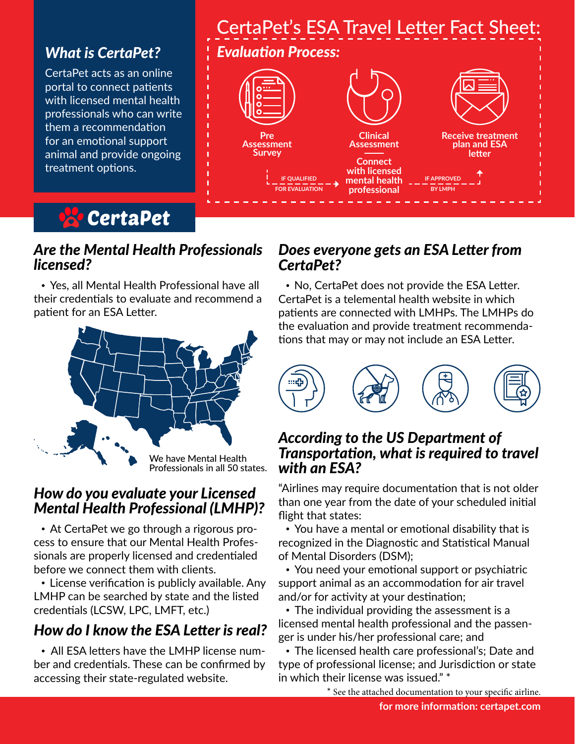# CertaPet's ESA Travel Letter Fact Sheet:

### What is CertaPet?

CertaPet acts as an online portal to connect patients with licensed mental health professionals who can write them a recommendation for an emotional support animal and provide ongoing treatment options.

## Evaluation Process:

**Pre Assessment Survey** → IF QUALIFIED FOR EVALUATION → **Clinical Assessment — Connect with licensed mental health professional** → IF APPROVED BY LMPH → **Receive treatment plan and ESA letter**

**CertaPet**

## Are the Mental Health Professionals licensed?

- Yes, all Mental Health Professional have all their credentials to evaluate and recommend a patient for an ESA Letter.

We have Mental Health Professionals in all 50 states.

## How do you evaluate your Licensed Mental Health Professional (LMHP)?

- At CertaPet we go through a rigorous process to ensure that our Mental Health Professionals are properly licensed and credentialed before we connect them with clients.
- License verification is publicly available. Any LMHP can be searched by state and the listed credentials (LCSW, LPC, LMFT, etc.)

## How do I know the ESA Letter is real?

- All ESA letters have the LMHP license number and credentials. These can be confirmed by accessing their state-regulated website.

## Does everyone gets an ESA Letter from CertaPet?

- No, CertaPet does not provide the ESA Letter. CertaPet is a telemental health website in which patients are connected with LMHPs. The LMHPs do the evaluation and provide treatment recommendations that may or may not include an ESA Letter.

## According to the US Department of Transportation, what is required to travel with an ESA?

"Airlines may require documentation that is not older than one year from the date of your scheduled initial flight that states:

- You have a mental or emotional disability that is recognized in the Diagnostic and Statistical Manual of Mental Disorders (DSM);
- You need your emotional support or psychiatric support animal as an accommodation for air travel and/or for activity at your destination;
- The individual providing the assessment is a licensed mental health professional and the passenger is under his/her professional care; and
- The licensed health care professional's; Date and type of professional license; and Jurisdiction or state in which their license was issued." *

* See the attached documentation to your specific airline.

**for more information: certapet.com**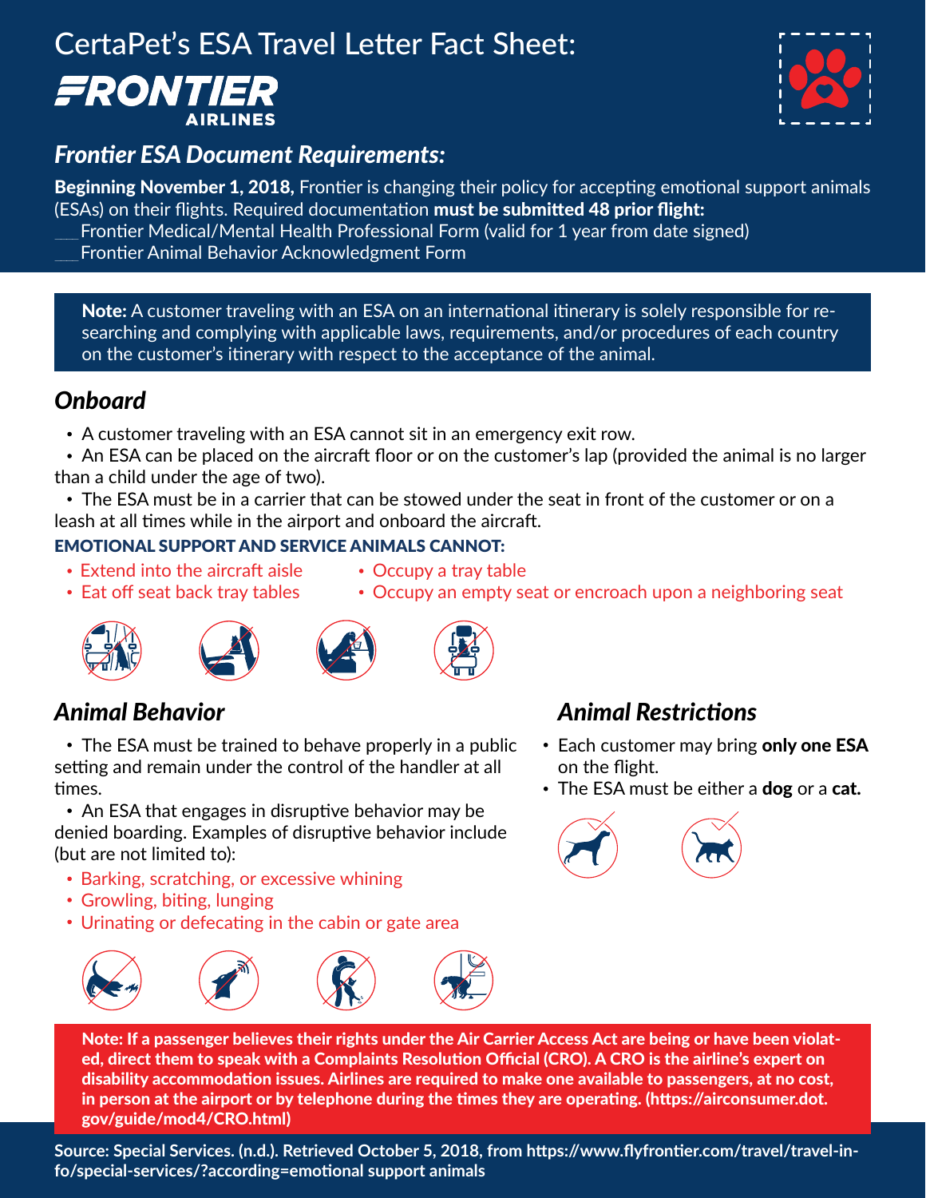# CertaPet's ESA Travel Letter Fact Sheet:

FRONTIER AIRLINES

## *Frontier ESA Document Requirements:*

**Beginning November 1, 2018,** Frontier is changing their policy for accepting emotional support animals (ESAs) on their flights. Required documentation **must be submitted 48 prior flight:**

___Frontier Medical/Mental Health Professional Form (valid for 1 year from date signed)

___Frontier Animal Behavior Acknowledgment Form

**Note:** A customer traveling with an ESA on an international itinerary is solely responsible for researching and complying with applicable laws, requirements, and/or procedures of each country on the customer's itinerary with respect to the acceptance of the animal.

## *Onboard*

- A customer traveling with an ESA cannot sit in an emergency exit row.
- An ESA can be placed on the aircraft floor or on the customer's lap (provided the animal is no larger than a child under the age of two).
- The ESA must be in a carrier that can be stowed under the seat in front of the customer or on a leash at all times while in the airport and onboard the aircraft.

### EMOTIONAL SUPPORT AND SERVICE ANIMALS CANNOT:

- Extend into the aircraft aisle
- Eat off seat back tray tables
- Occupy a tray table
- Occupy an empty seat or encroach upon a neighboring seat

## *Animal Behavior*

- The ESA must be trained to behave properly in a public setting and remain under the control of the handler at all times.
- An ESA that engages in disruptive behavior may be denied boarding. Examples of disruptive behavior include (but are not limited to):
  - Barking, scratching, or excessive whining
  - Growling, biting, lunging
  - Urinating or defecating in the cabin or gate area

## *Animal Restrictions*

- Each customer may bring **only one ESA** on the flight.
- The ESA must be either a **dog** or a **cat.**

**Note: If a passenger believes their rights under the Air Carrier Access Act are being or have been violated, direct them to speak with a Complaints Resolution Official (CRO). A CRO is the airline's expert on disability accommodation issues. Airlines are required to make one available to passengers, at no cost, in person at the airport or by telephone during the times they are operating. (https://airconsumer.dot.gov/guide/mod4/CRO.html)**

**Source: Special Services. (n.d.). Retrieved October 5, 2018, from https://www.flyfrontier.com/travel/travel-info/special-services/?according=emotional support animals**